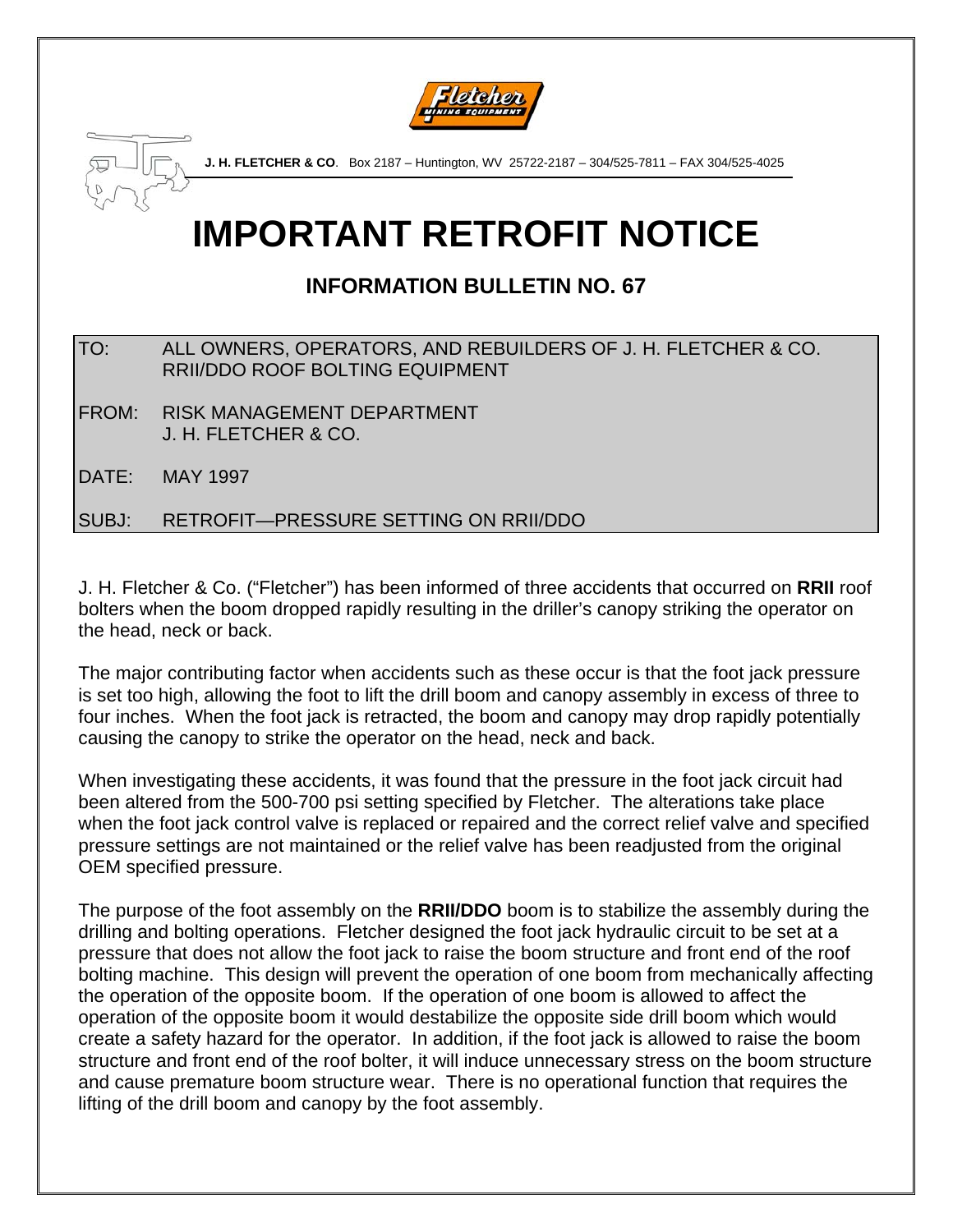**J. H. FLETCHER & CO**. Box 2187 – Huntington, WV 25722-2187 – 304/525-7811 – FAX 304/525-4025

# IMPORTANT RETROFIT NOTICE

## INFORMATION BULLETIN NO. 67

| | |
|---|---|
| TO: | ALL OWNERS, OPERATORS, AND REBUILDERS OF J. H. FLETCHER & CO. RRII/DDO ROOF BOLTING EQUIPMENT |
| FROM: | RISK MANAGEMENT DEPARTMENT J. H. FLETCHER & CO. |
| DATE: | MAY 1997 |
| SUBJ: | RETROFIT—PRESSURE SETTING ON RRII/DDO |

J. H. Fletcher & Co. ("Fletcher") has been informed of three accidents that occurred on **RRII** roof bolters when the boom dropped rapidly resulting in the driller's canopy striking the operator on the head, neck or back.

The major contributing factor when accidents such as these occur is that the foot jack pressure is set too high, allowing the foot to lift the drill boom and canopy assembly in excess of three to four inches. When the foot jack is retracted, the boom and canopy may drop rapidly potentially causing the canopy to strike the operator on the head, neck and back.

When investigating these accidents, it was found that the pressure in the foot jack circuit had been altered from the 500-700 psi setting specified by Fletcher. The alterations take place when the foot jack control valve is replaced or repaired and the correct relief valve and specified pressure settings are not maintained or the relief valve has been readjusted from the original OEM specified pressure.

The purpose of the foot assembly on the **RRII/DDO** boom is to stabilize the assembly during the drilling and bolting operations. Fletcher designed the foot jack hydraulic circuit to be set at a pressure that does not allow the foot jack to raise the boom structure and front end of the roof bolting machine. This design will prevent the operation of one boom from mechanically affecting the operation of the opposite boom. If the operation of one boom is allowed to affect the operation of the opposite boom it would destabilize the opposite side drill boom which would create a safety hazard for the operator. In addition, if the foot jack is allowed to raise the boom structure and front end of the roof bolter, it will induce unnecessary stress on the boom structure and cause premature boom structure wear. There is no operational function that requires the lifting of the drill boom and canopy by the foot assembly.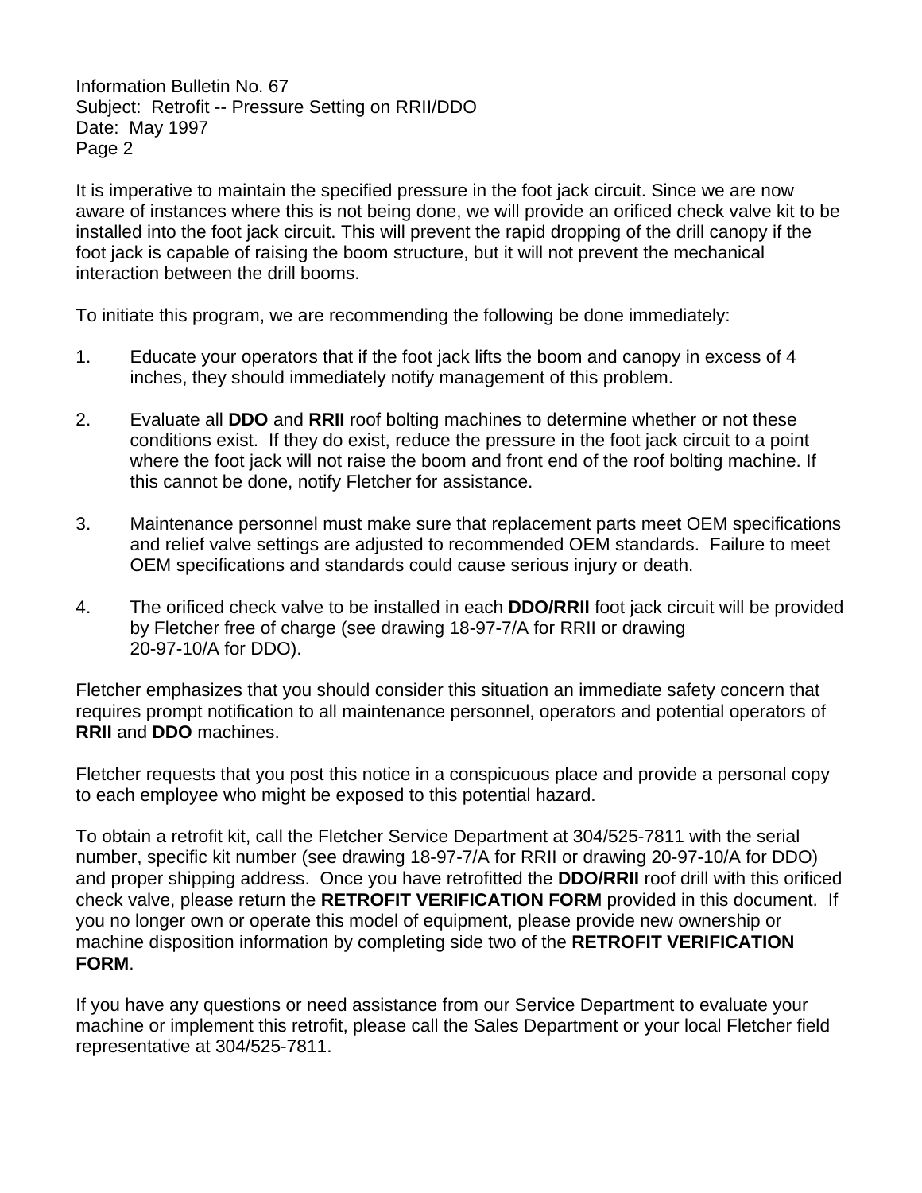It is imperative to maintain the specified pressure in the foot jack circuit. Since we are now aware of instances where this is not being done, we will provide an orificed check valve kit to be installed into the foot jack circuit. This will prevent the rapid dropping of the drill canopy if the foot jack is capable of raising the boom structure, but it will not prevent the mechanical interaction between the drill booms.

To initiate this program, we are recommending the following be done immediately:

1. Educate your operators that if the foot jack lifts the boom and canopy in excess of 4 inches, they should immediately notify management of this problem.

2. Evaluate all **DDO** and **RRII** roof bolting machines to determine whether or not these conditions exist. If they do exist, reduce the pressure in the foot jack circuit to a point where the foot jack will not raise the boom and front end of the roof bolting machine. If this cannot be done, notify Fletcher for assistance.

3. Maintenance personnel must make sure that replacement parts meet OEM specifications and relief valve settings are adjusted to recommended OEM standards. Failure to meet OEM specifications and standards could cause serious injury or death.

4. The orificed check valve to be installed in each **DDO/RRII** foot jack circuit will be provided by Fletcher free of charge (see drawing 18-97-7/A for RRII or drawing 20-97-10/A for DDO).

Fletcher emphasizes that you should consider this situation an immediate safety concern that requires prompt notification to all maintenance personnel, operators and potential operators of **RRII** and **DDO** machines.

Fletcher requests that you post this notice in a conspicuous place and provide a personal copy to each employee who might be exposed to this potential hazard.

To obtain a retrofit kit, call the Fletcher Service Department at 304/525-7811 with the serial number, specific kit number (see drawing 18-97-7/A for RRII or drawing 20-97-10/A for DDO) and proper shipping address. Once you have retrofitted the **DDO/RRII** roof drill with this orificed check valve, please return the **RETROFIT VERIFICATION FORM** provided in this document. If you no longer own or operate this model of equipment, please provide new ownership or machine disposition information by completing side two of the **RETROFIT VERIFICATION FORM**.

If you have any questions or need assistance from our Service Department to evaluate your machine or implement this retrofit, please call the Sales Department or your local Fletcher field representative at 304/525-7811.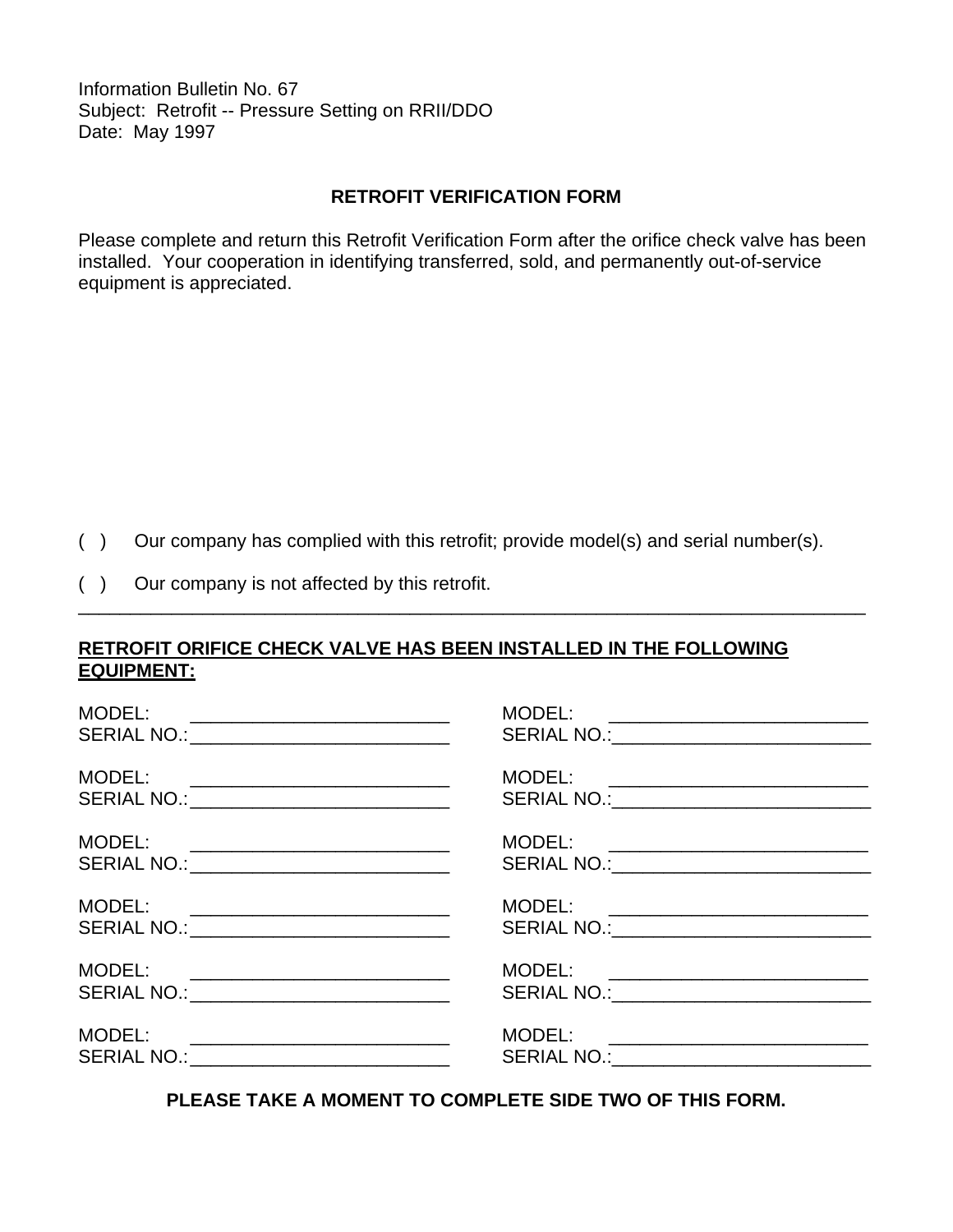Information Bulletin No. 67
Subject: Retrofit -- Pressure Setting on RRII/DDO
Date: May 1997

## RETROFIT VERIFICATION FORM

Please complete and return this Retrofit Verification Form after the orifice check valve has been installed. Your cooperation in identifying transferred, sold, and permanently out-of-service equipment is appreciated.

( ) Our company has complied with this retrofit; provide model(s) and serial number(s).

( ) Our company is not affected by this retrofit.

---

**<u>RETROFIT ORIFICE CHECK VALVE HAS BEEN INSTALLED IN THE FOLLOWING EQUIPMENT:</u>**

| | |
|---|---|
| MODEL: ____________________<br>SERIAL NO.:____________________ | MODEL: ____________________<br>SERIAL NO.:____________________ |
| MODEL: ____________________<br>SERIAL NO.:____________________ | MODEL: ____________________<br>SERIAL NO.:____________________ |
| MODEL: ____________________<br>SERIAL NO.:____________________ | MODEL: ____________________<br>SERIAL NO.:____________________ |
| MODEL: ____________________<br>SERIAL NO.:____________________ | MODEL: ____________________<br>SERIAL NO.:____________________ |
| MODEL: ____________________<br>SERIAL NO.:____________________ | MODEL: ____________________<br>SERIAL NO.:____________________ |
| MODEL: ____________________<br>SERIAL NO.:____________________ | MODEL: ____________________<br>SERIAL NO.:____________________ |

**PLEASE TAKE A MOMENT TO COMPLETE SIDE TWO OF THIS FORM.**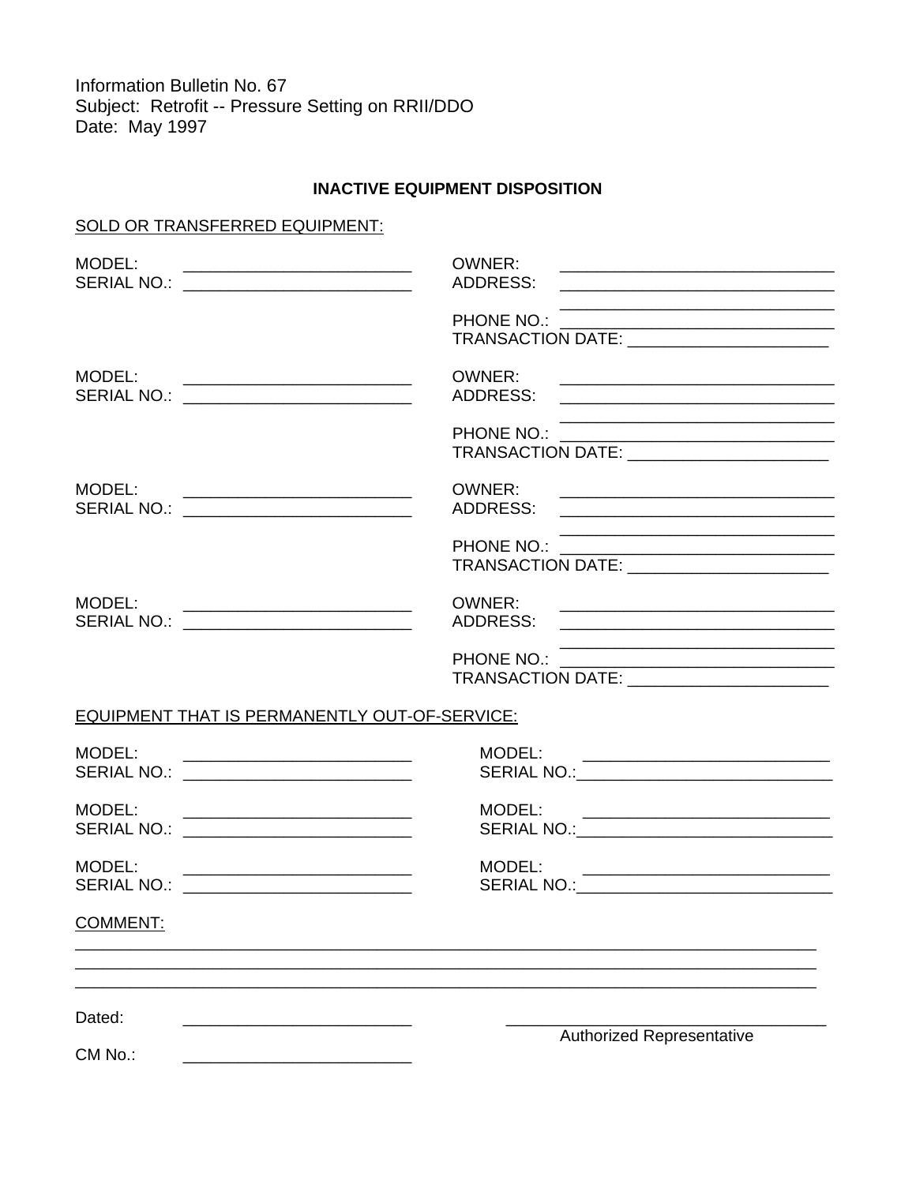Information Bulletin No. 67
Subject: Retrofit -- Pressure Setting on RRII/DDO
Date: May 1997

## INACTIVE EQUIPMENT DISPOSITION

SOLD OR TRANSFERRED EQUIPMENT:

MODEL: _________________________
SERIAL NO.: _________________________

OWNER: ______________________________
ADDRESS: ______________________________
______________________________
PHONE NO.: ______________________________
TRANSACTION DATE: ______________________

MODEL: _________________________
SERIAL NO.: _________________________

OWNER: ______________________________
ADDRESS: ______________________________
______________________________
PHONE NO.: ______________________________
TRANSACTION DATE: ______________________

MODEL: _________________________
SERIAL NO.: _________________________

OWNER: ______________________________
ADDRESS: ______________________________
______________________________
PHONE NO.: ______________________________
TRANSACTION DATE: ______________________

MODEL: _________________________
SERIAL NO.: _________________________

OWNER: ______________________________
ADDRESS: ______________________________
______________________________
PHONE NO.: ______________________________
TRANSACTION DATE: ______________________

EQUIPMENT THAT IS PERMANENTLY OUT-OF-SERVICE:

MODEL: _________________________
SERIAL NO.: _________________________

MODEL: _________________________
SERIAL NO.: _________________________

MODEL: _________________________
SERIAL NO.: _________________________

MODEL: _________________________
SERIAL NO.: _________________________

MODEL: _________________________
SERIAL NO.: _________________________

MODEL: _________________________
SERIAL NO.: _________________________

COMMENT:
________________________________________________________________________________
________________________________________________________________________________
________________________________________________________________________________

Dated: _________________________

CM No.: _________________________

___________________________________
Authorized Representative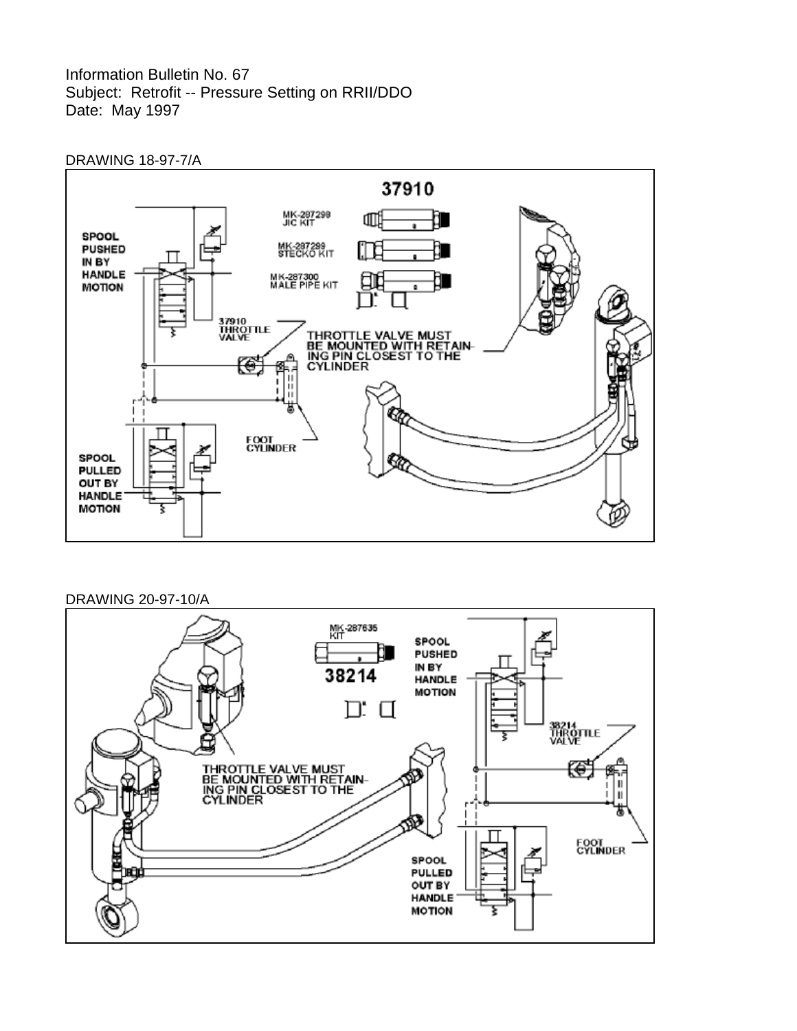Information Bulletin No. 67
Subject: Retrofit -- Pressure Setting on RRII/DDO
Date: May 1997

DRAWING 18-97-7/A

37910

MK-287298
JIC KIT

MK-287299
STECKO KIT

MK-287300
MALE PIPE KIT

SPOOL
PUSHED
IN BY
HANDLE
MOTION

37910
THROTTLE
VALVE

THROTTLE VALVE MUST
BE MOUNTED WITH RETAIN-
ING PIN CLOSEST TO THE
CYLINDER

FOOT
CYLINDER

SPOOL
PULLED
OUT BY
HANDLE
MOTION

DRAWING 20-97-10/A

MK-287635
KIT

38214

SPOOL
PUSHED
IN BY
HANDLE
MOTION

38214
THROTTLE
VALVE

THROTTLE VALVE MUST
BE MOUNTED WITH RETAIN-
ING PIN CLOSEST TO THE
CYLINDER

FOOT
CYLINDER

SPOOL
PULLED
OUT BY
HANDLE
MOTION